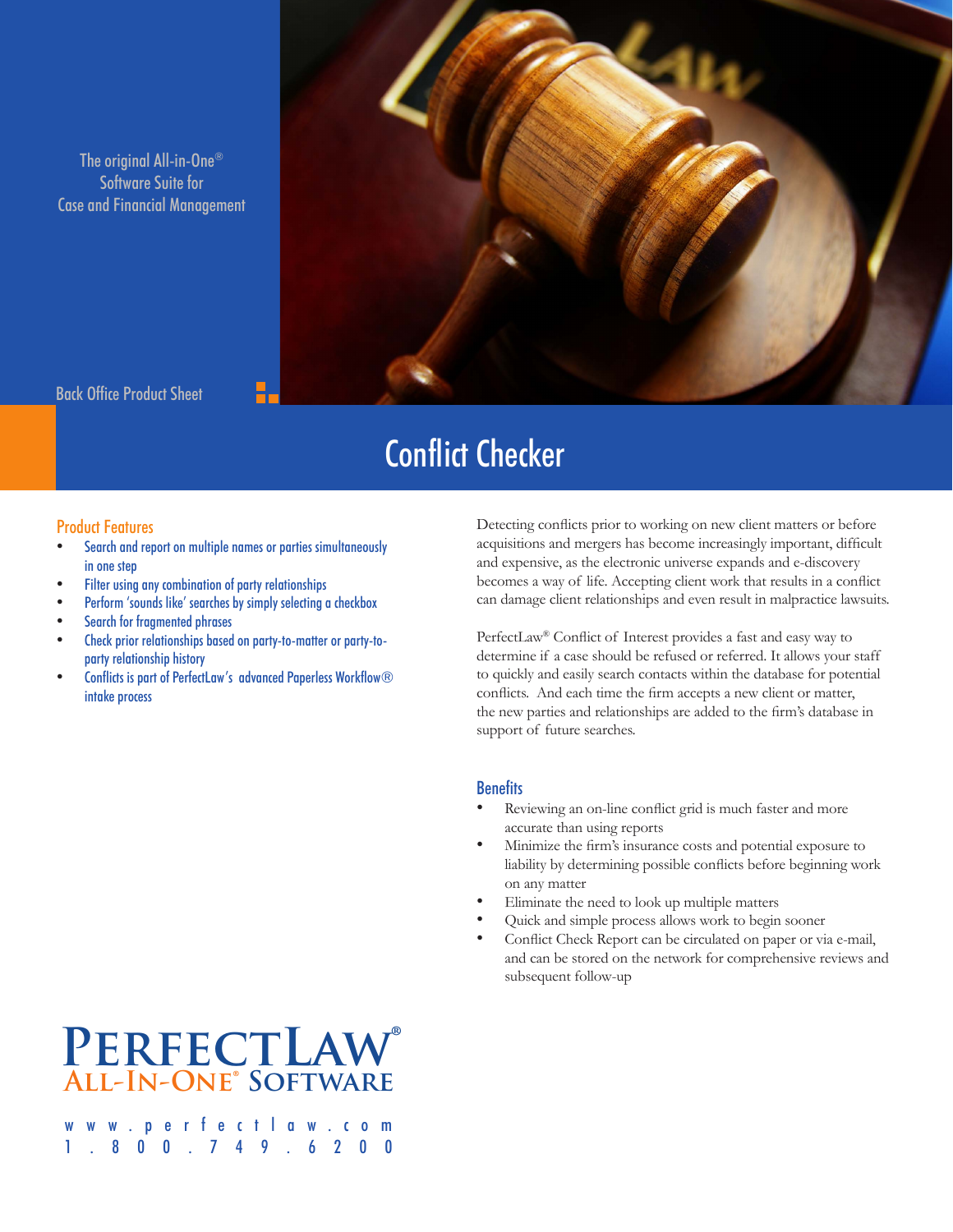The original All-in-One® Software Suite for Case and Financial Management

Back Office Product Sheet

# Conflict Checker

## Product Features

- Search and report on multiple names or parties simultaneously in one step
- Filter using any combination of party relationships
- Perform 'sounds like' searches by simply selecting a checkbox
- Search for fragmented phrases
- Check prior relationships based on party-to-matter or party-to-party relationship history
- Conflicts is part of PerfectLaw's advanced Paperless Workflow® intake process

Detecting conflicts prior to working on new client matters or before acquisitions and mergers has become increasingly important, difficult and expensive, as the electronic universe expands and e-discovery becomes a way of life. Accepting client work that results in a conflict can damage client relationships and even result in malpractice lawsuits.

PerfectLaw® Conflict of Interest provides a fast and easy way to determine if a case should be refused or referred. It allows your staff to quickly and easily search contacts within the database for potential conflicts. And each time the firm accepts a new client or matter, the new parties and relationships are added to the firm's database in support of future searches.

## Benefits

- Reviewing an on-line conflict grid is much faster and more accurate than using reports
- Minimize the firm's insurance costs and potential exposure to liability by determining possible conflicts before beginning work on any matter
- Eliminate the need to look up multiple matters
- Quick and simple process allows work to begin sooner
- Conflict Check Report can be circulated on paper or via e-mail, and can be stored on the network for comprehensive reviews and subsequent follow-up

**PERFECTLAW®**
**ALL-IN-ONE® SOFTWARE**

www.perfectlaw.com
1.800.749.6200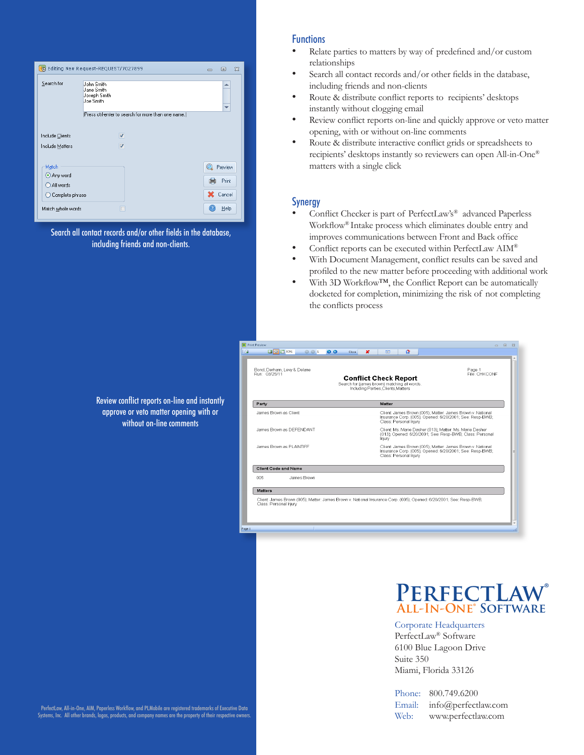Search all contact records and/or other fields in the database, including friends and non-clients.

## Functions

- Relate parties to matters by way of predefined and/or custom relationships
- Search all contact records and/or other fields in the database, including friends and non-clients
- Route & distribute conflict reports to recipients' desktops instantly without clogging email
- Review conflict reports on-line and quickly approve or veto matter opening, with or without on-line comments
- Route & distribute interactive conflict grids or spreadsheets to recipients' desktops instantly so reviewers can open All-in-One® matters with a single click

## Synergy

- Conflict Checker is part of PerfectLaw's® advanced Paperless Workflow® Intake process which eliminates double entry and improves communications between Front and Back office
- Conflict reports can be executed within PerfectLaw AIM®
- With Document Management, conflict results can be saved and profiled to the new matter before proceeding with additional work
- With 3D Workflow™, the Conflict Report can be automatically docketed for completion, minimizing the risk of not completing the conflicts process

Review conflict reports on-line and instantly approve or veto matter opening with or without on-line comments

**PERFECTLAW®**
**ALL-IN-ONE® SOFTWARE**

Corporate Headquarters
PerfectLaw® Software
6100 Blue Lagoon Drive
Suite 350
Miami, Florida 33126

Phone: 800.749.6200
Email: info@perfectlaw.com
Web: www.perfectlaw.com

PerfectLaw, All-in-One, AIM, Paperless Workflow, and PLMobile are registered trademarks of Executive Data Systems, Inc. All other brands, logos, products, and company names are the property of their respective owners.